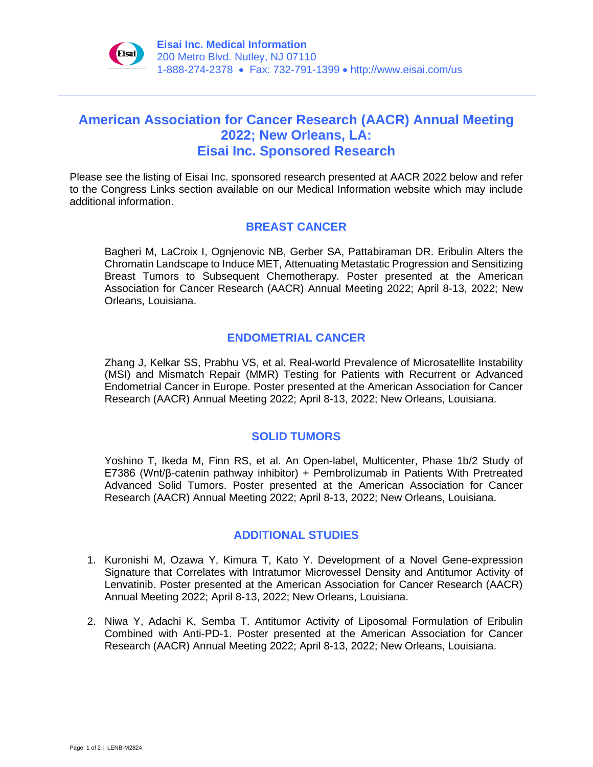**Eisai Inc. Medical Information**
200 Metro Blvd. Nutley, NJ 07110
1-888-274-2378 • Fax: 732-791-1399 • http://www.eisai.com/us

# American Association for Cancer Research (AACR) Annual Meeting 2022; New Orleans, LA: Eisai Inc. Sponsored Research

Please see the listing of Eisai Inc. sponsored research presented at AACR 2022 below and refer to the Congress Links section available on our Medical Information website which may include additional information.

## BREAST CANCER

Bagheri M, LaCroix I, Ognjenovic NB, Gerber SA, Pattabiraman DR. Eribulin Alters the Chromatin Landscape to Induce MET, Attenuating Metastatic Progression and Sensitizing Breast Tumors to Subsequent Chemotherapy. Poster presented at the American Association for Cancer Research (AACR) Annual Meeting 2022; April 8-13, 2022; New Orleans, Louisiana.

## ENDOMETRIAL CANCER

Zhang J, Kelkar SS, Prabhu VS, et al. Real-world Prevalence of Microsatellite Instability (MSI) and Mismatch Repair (MMR) Testing for Patients with Recurrent or Advanced Endometrial Cancer in Europe. Poster presented at the American Association for Cancer Research (AACR) Annual Meeting 2022; April 8-13, 2022; New Orleans, Louisiana.

## SOLID TUMORS

Yoshino T, Ikeda M, Finn RS, et al. An Open-label, Multicenter, Phase 1b/2 Study of E7386 (Wnt/β-catenin pathway inhibitor) + Pembrolizumab in Patients With Pretreated Advanced Solid Tumors. Poster presented at the American Association for Cancer Research (AACR) Annual Meeting 2022; April 8-13, 2022; New Orleans, Louisiana.

## ADDITIONAL STUDIES

1. Kuronishi M, Ozawa Y, Kimura T, Kato Y. Development of a Novel Gene-expression Signature that Correlates with Intratumor Microvessel Density and Antitumor Activity of Lenvatinib. Poster presented at the American Association for Cancer Research (AACR) Annual Meeting 2022; April 8-13, 2022; New Orleans, Louisiana.

2. Niwa Y, Adachi K, Semba T. Antitumor Activity of Liposomal Formulation of Eribulin Combined with Anti-PD-1. Poster presented at the American Association for Cancer Research (AACR) Annual Meeting 2022; April 8-13, 2022; New Orleans, Louisiana.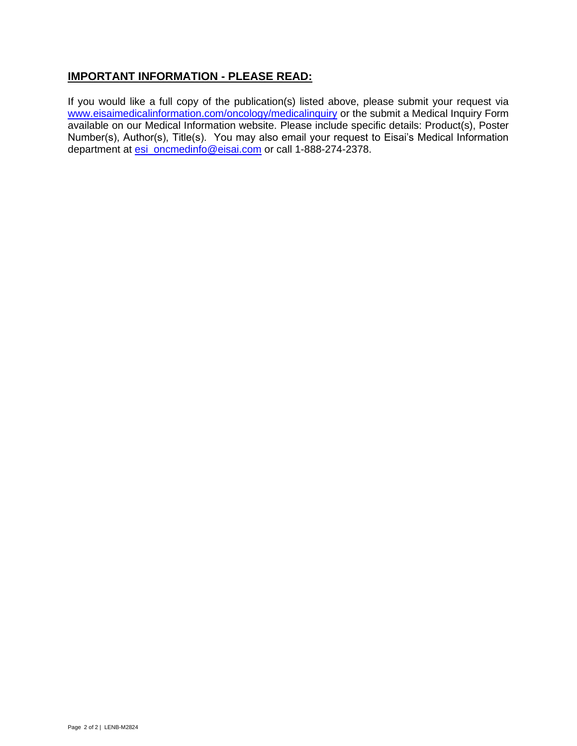## IMPORTANT INFORMATION - PLEASE READ:

If you would like a full copy of the publication(s) listed above, please submit your request via www.eisaimedicalinformation.com/oncology/medicalinquiry or the submit a Medical Inquiry Form available on our Medical Information website. Please include specific details: Product(s), Poster Number(s), Author(s), Title(s). You may also email your request to Eisai's Medical Information department at esi_oncmedinfo@eisai.com or call 1-888-274-2378.